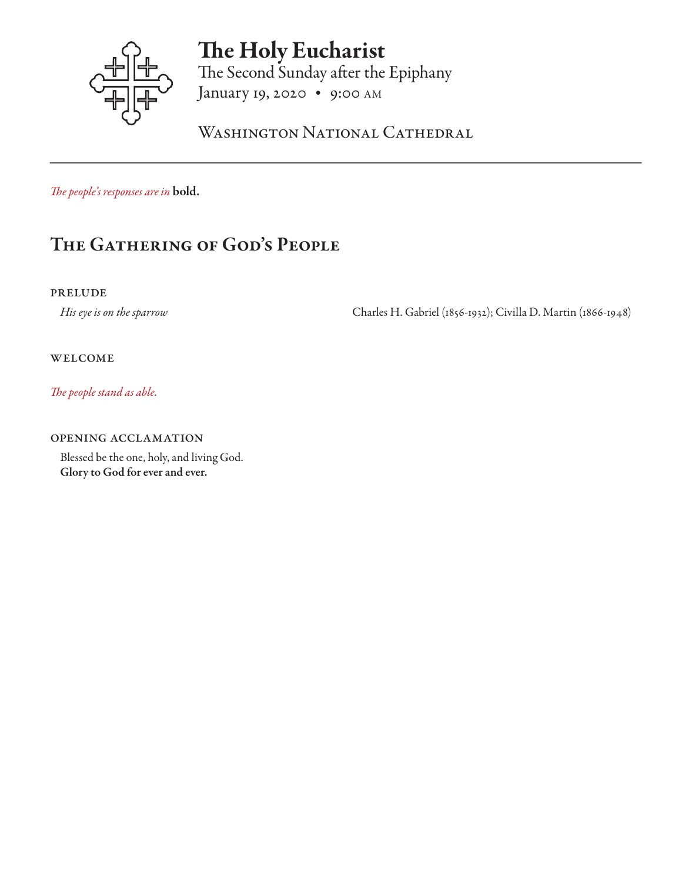# The Holy Eucharist

The Second Sunday after the Epiphany
January 19, 2020 • 9:00 AM

WASHINGTON NATIONAL CATHEDRAL

---

*The people's responses are in* **bold.**

## The Gathering of God's People

### PRELUDE

*His eye is on the sparrow* — Charles H. Gabriel (1856-1932); Civilla D. Martin (1866-1948)

### WELCOME

*The people stand as able.*

### OPENING ACCLAMATION

Blessed be the one, holy, and living God.
**Glory to God for ever and ever.**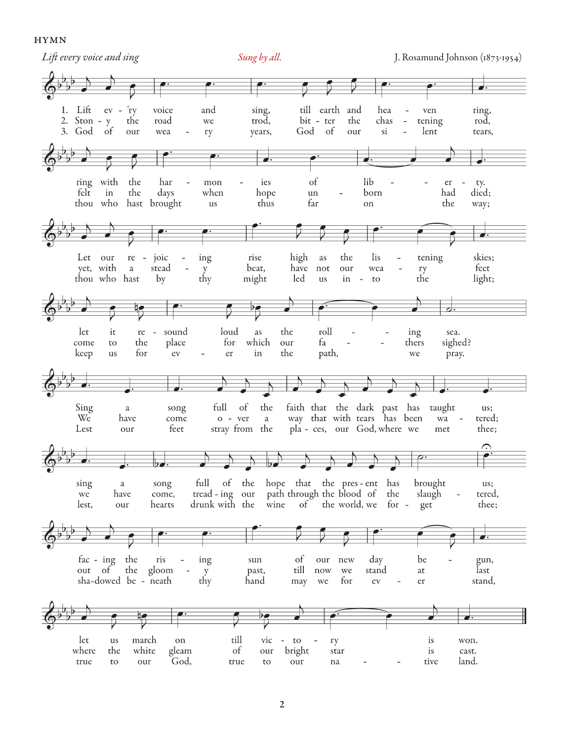HYMN

*Lift every voice and sing* — *Sung by all.* — J. Rosamund Johnson (1873-1954)

1. Lift ev'ry voice and sing, till earth and heaven ring,
ring with the harmonies of liberty.
Let our rejoicing rise high as the listening skies;
let it resound loud as the rolling sea.
Sing a song full of the faith that the dark past has taught us;
sing a song full of the hope that the present has brought us;
facing the rising sun of our new day begun,
let us march on till victory is won.

2. Stony the road we trod, bitter the chastening rod,
felt in the days when hope unborn had died;
yet, with a steady beat, have not our weary feet
come to the place for which our fathers sighed?
We have come over a way that with tears has been watered;
we have come, treading our path through the blood of the slaughtered,
out of the gloomy past, till now we stand at last
where the white gleam of our bright star is cast.

3. God of our weary years, God of our silent tears,
thou who hast brought us thus far on the way;
thou who hast by thy might led us into the light;
keep us for ever in the path, we pray.
Lest our feet stray from the places, our God, where we met thee;
lest, our hearts drunk with the wine of the world, we forget thee;
shadowed beneath thy hand may we for ever stand,
true to our God, true to our native land.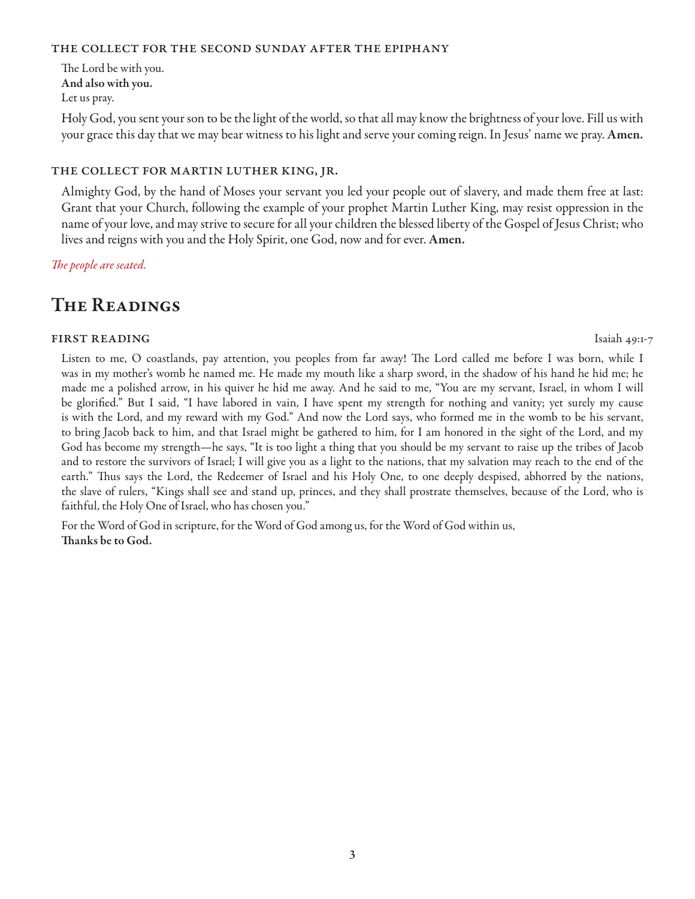#### THE COLLECT FOR THE SECOND SUNDAY AFTER THE EPIPHANY

The Lord be with you.
**And also with you.**
Let us pray.

Holy God, you sent your son to be the light of the world, so that all may know the brightness of your love. Fill us with your grace this day that we may bear witness to his light and serve your coming reign. In Jesus' name we pray. **Amen.**

#### THE COLLECT FOR MARTIN LUTHER KING, JR.

Almighty God, by the hand of Moses your servant you led your people out of slavery, and made them free at last: Grant that your Church, following the example of your prophet Martin Luther King, may resist oppression in the name of your love, and may strive to secure for all your children the blessed liberty of the Gospel of Jesus Christ; who lives and reigns with you and the Holy Spirit, one God, now and for ever. **Amen.**

*The people are seated.*

## The Readings

#### FIRST READING — Isaiah 49:1-7

Listen to me, O coastlands, pay attention, you peoples from far away! The Lord called me before I was born, while I was in my mother's womb he named me. He made my mouth like a sharp sword, in the shadow of his hand he hid me; he made me a polished arrow, in his quiver he hid me away. And he said to me, "You are my servant, Israel, in whom I will be glorified." But I said, "I have labored in vain, I have spent my strength for nothing and vanity; yet surely my cause is with the Lord, and my reward with my God." And now the Lord says, who formed me in the womb to be his servant, to bring Jacob back to him, and that Israel might be gathered to him, for I am honored in the sight of the Lord, and my God has become my strength—he says, "It is too light a thing that you should be my servant to raise up the tribes of Jacob and to restore the survivors of Israel; I will give you as a light to the nations, that my salvation may reach to the end of the earth." Thus says the Lord, the Redeemer of Israel and his Holy One, to one deeply despised, abhorred by the nations, the slave of rulers, "Kings shall see and stand up, princes, and they shall prostrate themselves, because of the Lord, who is faithful, the Holy One of Israel, who has chosen you."

For the Word of God in scripture, for the Word of God among us, for the Word of God within us,
**Thanks be to God.**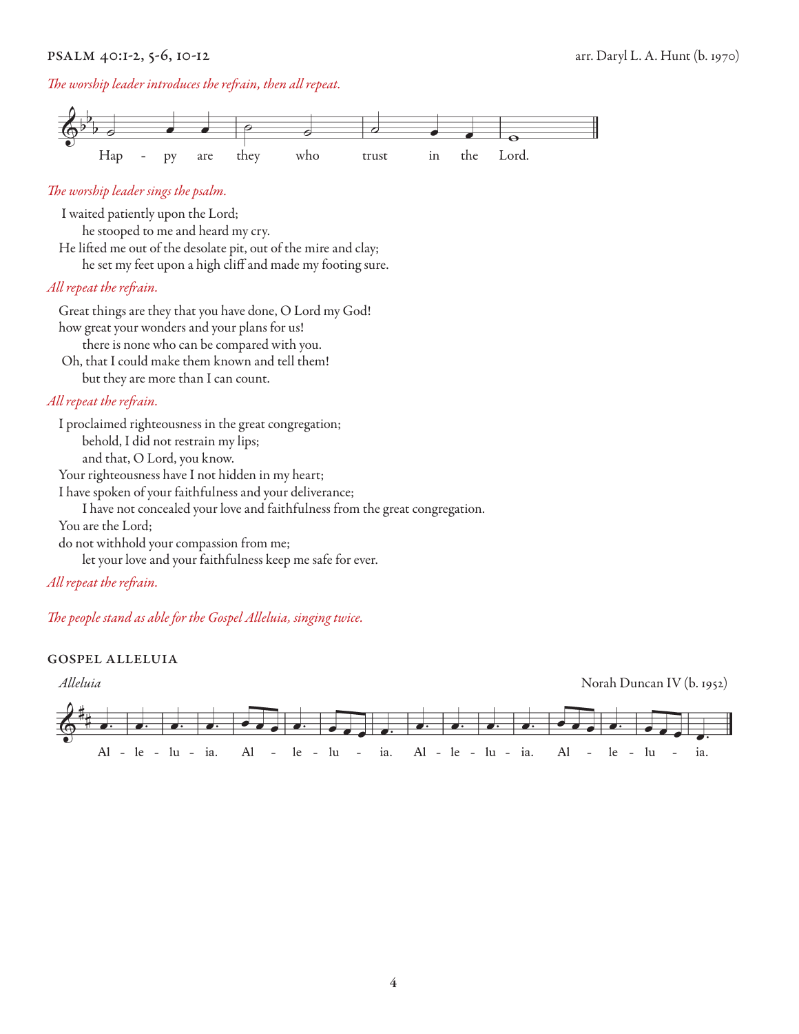## PSALM 40:1-2, 5-6, 10-12

arr. Daryl L. A. Hunt (b. 1970)

*The worship leader introduces the refrain, then all repeat.*

Hap - py are they who trust in the Lord.

*The worship leader sings the psalm.*

I waited patiently upon the Lord;
 he stooped to me and heard my cry.
He lifted me out of the desolate pit, out of the mire and clay;
 he set my feet upon a high cliff and made my footing sure.

*All repeat the refrain.*

Great things are they that you have done, O Lord my God!
how great your wonders and your plans for us!
 there is none who can be compared with you.
Oh, that I could make them known and tell them!
 but they are more than I can count.

*All repeat the refrain.*

I proclaimed righteousness in the great congregation;
 behold, I did not restrain my lips;
 and that, O Lord, you know.
Your righteousness have I not hidden in my heart;
I have spoken of your faithfulness and your deliverance;
 I have not concealed your love and faithfulness from the great congregation.
You are the Lord;
do not withhold your compassion from me;
 let your love and your faithfulness keep me safe for ever.

*All repeat the refrain.*

*The people stand as able for the Gospel Alleluia, singing twice.*

## GOSPEL ALLELUIA

*Alleluia*

Norah Duncan IV (b. 1952)

Al - le - lu - ia. Al - le - lu - ia. Al - le - lu - ia. Al - le - lu - ia.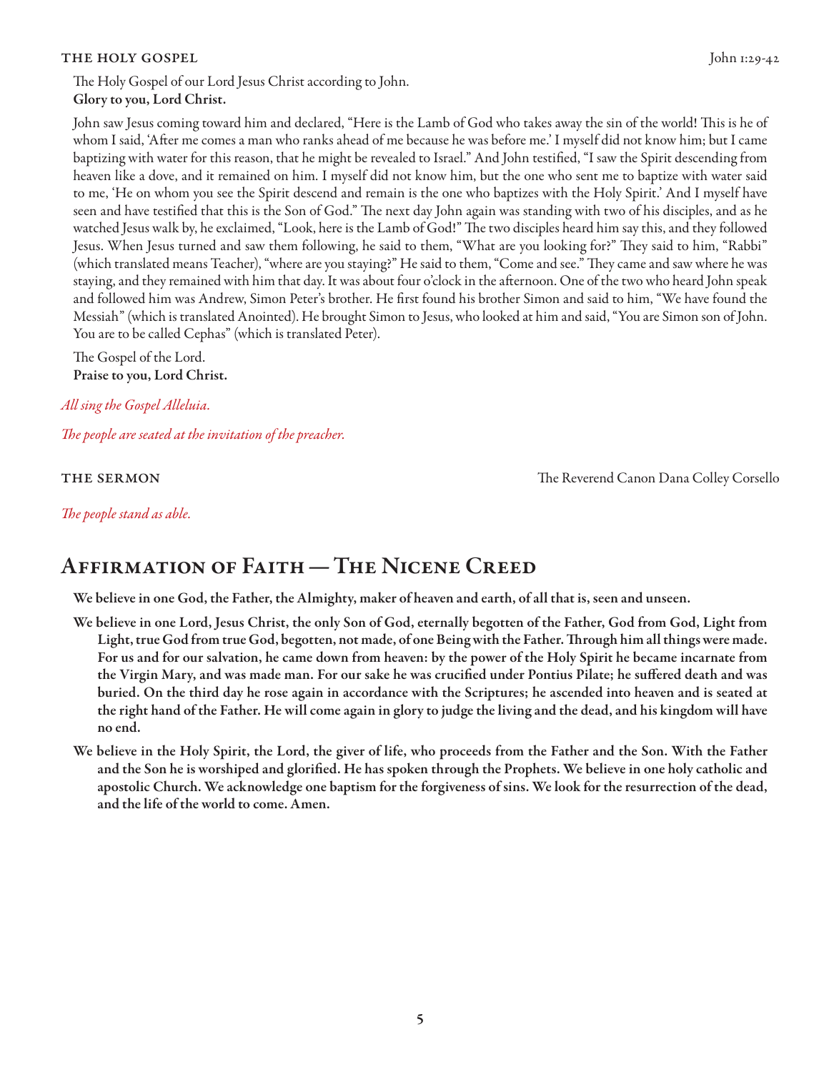### The Holy Gospel

John 1:29-42

The Holy Gospel of our Lord Jesus Christ according to John.
**Glory to you, Lord Christ.**

John saw Jesus coming toward him and declared, "Here is the Lamb of God who takes away the sin of the world! This is he of whom I said, 'After me comes a man who ranks ahead of me because he was before me.' I myself did not know him; but I came baptizing with water for this reason, that he might be revealed to Israel." And John testified, "I saw the Spirit descending from heaven like a dove, and it remained on him. I myself did not know him, but the one who sent me to baptize with water said to me, 'He on whom you see the Spirit descend and remain is the one who baptizes with the Holy Spirit.' And I myself have seen and have testified that this is the Son of God." The next day John again was standing with two of his disciples, and as he watched Jesus walk by, he exclaimed, "Look, here is the Lamb of God!" The two disciples heard him say this, and they followed Jesus. When Jesus turned and saw them following, he said to them, "What are you looking for?" They said to him, "Rabbi" (which translated means Teacher), "where are you staying?" He said to them, "Come and see." They came and saw where he was staying, and they remained with him that day. It was about four o'clock in the afternoon. One of the two who heard John speak and followed him was Andrew, Simon Peter's brother. He first found his brother Simon and said to him, "We have found the Messiah" (which is translated Anointed). He brought Simon to Jesus, who looked at him and said, "You are Simon son of John. You are to be called Cephas" (which is translated Peter).

The Gospel of the Lord.
**Praise to you, Lord Christ.**

*All sing the Gospel Alleluia.*

*The people are seated at the invitation of the preacher.*

### The Sermon

The Reverend Canon Dana Colley Corsello

*The people stand as able.*

## Affirmation of Faith — The Nicene Creed

**We believe in one God, the Father, the Almighty, maker of heaven and earth, of all that is, seen and unseen.**

**We believe in one Lord, Jesus Christ, the only Son of God, eternally begotten of the Father, God from God, Light from Light, true God from true God, begotten, not made, of one Being with the Father. Through him all things were made. For us and for our salvation, he came down from heaven: by the power of the Holy Spirit he became incarnate from the Virgin Mary, and was made man. For our sake he was crucified under Pontius Pilate; he suffered death and was buried. On the third day he rose again in accordance with the Scriptures; he ascended into heaven and is seated at the right hand of the Father. He will come again in glory to judge the living and the dead, and his kingdom will have no end.**

**We believe in the Holy Spirit, the Lord, the giver of life, who proceeds from the Father and the Son. With the Father and the Son he is worshiped and glorified. He has spoken through the Prophets. We believe in one holy catholic and apostolic Church. We acknowledge one baptism for the forgiveness of sins. We look for the resurrection of the dead, and the life of the world to come. Amen.**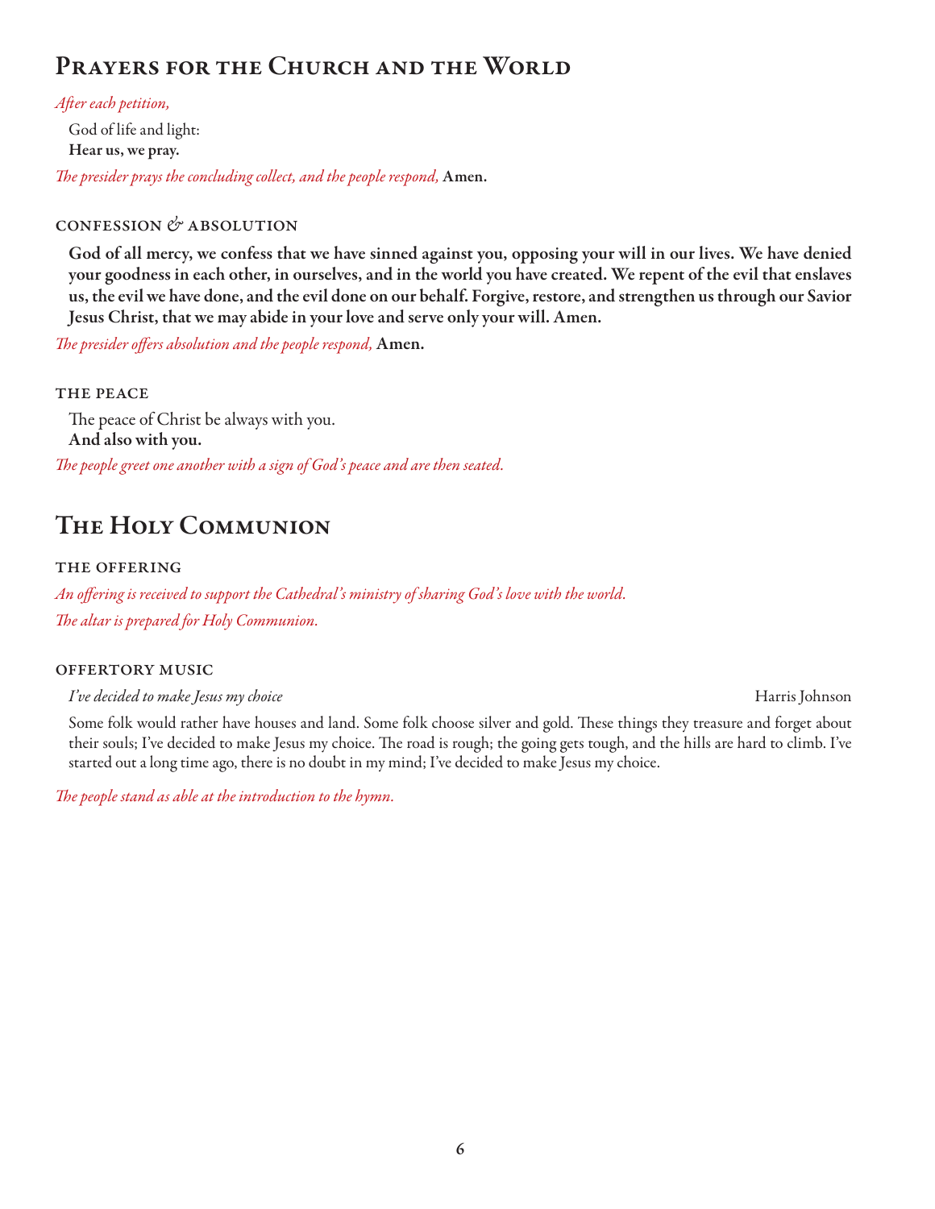# Prayers for the Church and the World

*After each petition,*

God of life and light:
**Hear us, we pray.**

*The presider prays the concluding collect, and the people respond,* **Amen.**

### CONFESSION & ABSOLUTION

**God of all mercy, we confess that we have sinned against you, opposing your will in our lives. We have denied your goodness in each other, in ourselves, and in the world you have created. We repent of the evil that enslaves us, the evil we have done, and the evil done on our behalf. Forgive, restore, and strengthen us through our Savior Jesus Christ, that we may abide in your love and serve only your will. Amen.**

*The presider offers absolution and the people respond,* **Amen.**

### THE PEACE

The peace of Christ be always with you.
**And also with you.**

*The people greet one another with a sign of God's peace and are then seated.*

# The Holy Communion

### THE OFFERING

*An offering is received to support the Cathedral's ministry of sharing God's love with the world.*

*The altar is prepared for Holy Communion.*

### OFFERTORY MUSIC

*I've decided to make Jesus my choice* — Harris Johnson

Some folk would rather have houses and land. Some folk choose silver and gold. These things they treasure and forget about their souls; I've decided to make Jesus my choice. The road is rough; the going gets tough, and the hills are hard to climb. I've started out a long time ago, there is no doubt in my mind; I've decided to make Jesus my choice.

*The people stand as able at the introduction to the hymn.*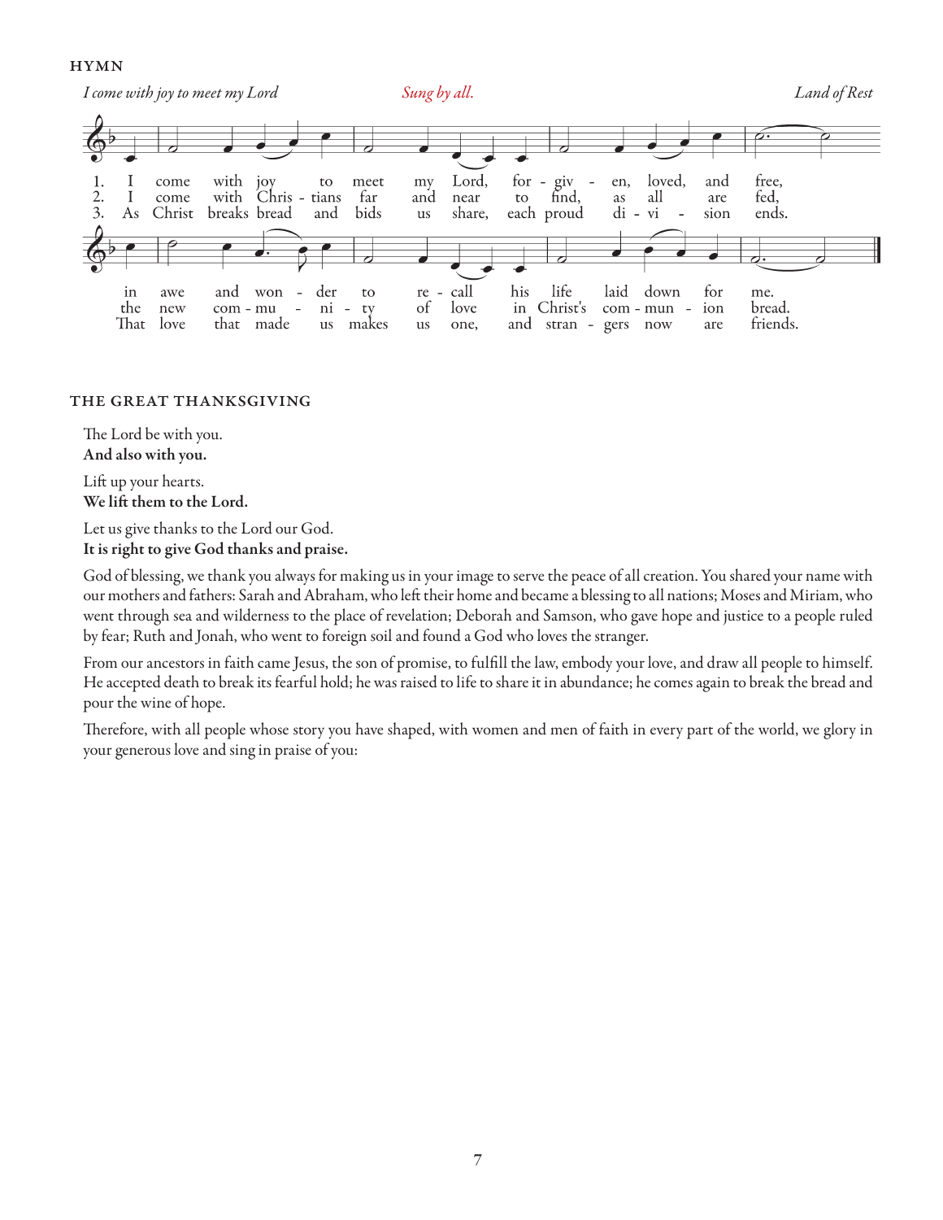## HYMN

*I come with joy to meet my Lord* — Sung by all. — *Land of Rest*

1. I come with joy to meet my Lord, for-given, loved, and free, in awe and wonder to recall his life laid down for me.
2. I come with Christians far and near to find, as all are fed, the new community of love in Christ's communion bread.
3. As Christ breaks bread and bids us share, each proud division ends. That love that made us makes us one, and strangers now are friends.

## THE GREAT THANKSGIVING

The Lord be with you.
**And also with you.**

Lift up your hearts.
**We lift them to the Lord.**

Let us give thanks to the Lord our God.
**It is right to give God thanks and praise.**

God of blessing, we thank you always for making us in your image to serve the peace of all creation. You shared your name with our mothers and fathers: Sarah and Abraham, who left their home and became a blessing to all nations; Moses and Miriam, who went through sea and wilderness to the place of revelation; Deborah and Samson, who gave hope and justice to a people ruled by fear; Ruth and Jonah, who went to foreign soil and found a God who loves the stranger.

From our ancestors in faith came Jesus, the son of promise, to fulfill the law, embody your love, and draw all people to himself. He accepted death to break its fearful hold; he was raised to life to share it in abundance; he comes again to break the bread and pour the wine of hope.

Therefore, with all people whose story you have shaped, with women and men of faith in every part of the world, we glory in your generous love and sing in praise of you: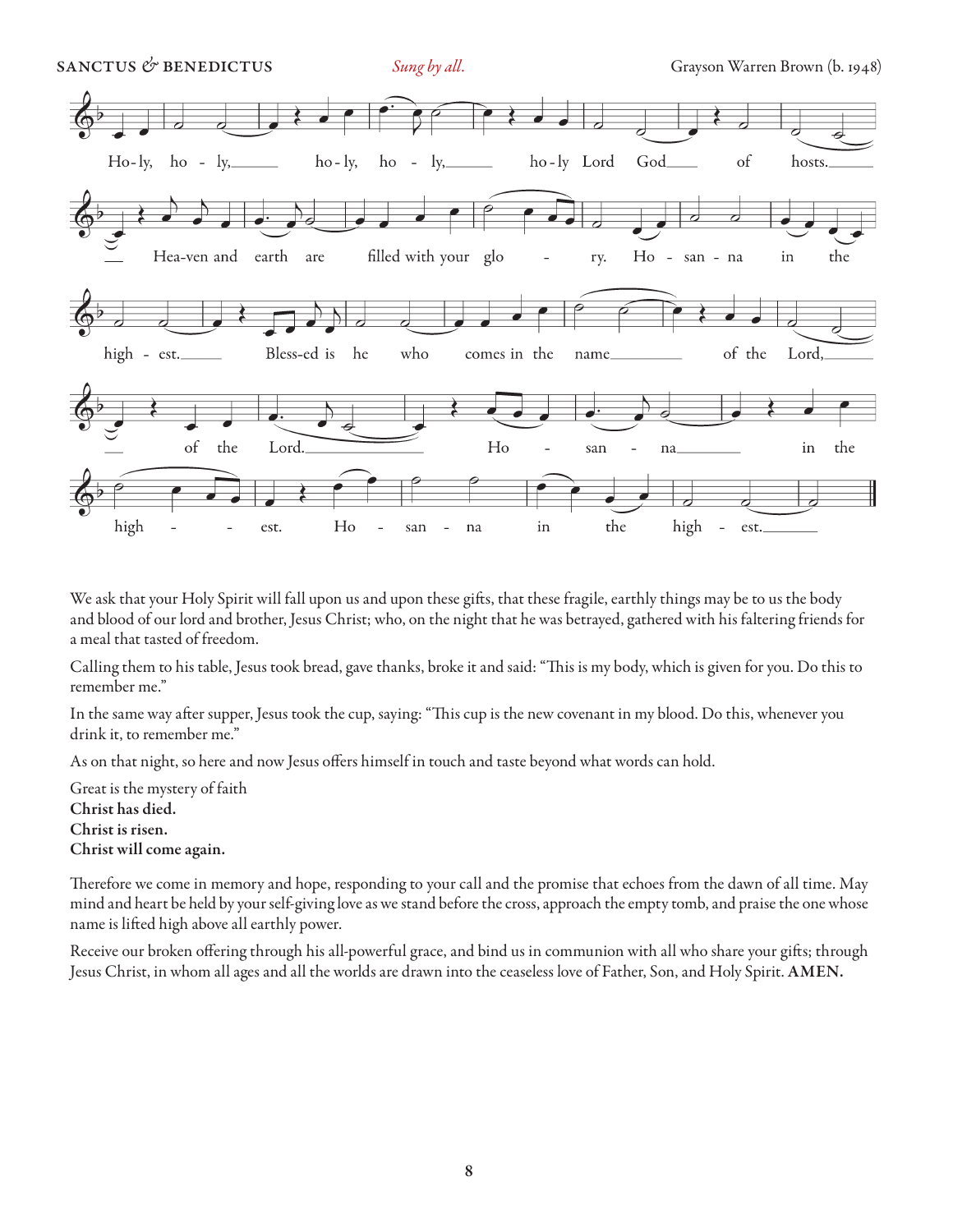SANCTUS & BENEDICTUS *Sung by all.* Grayson Warren Brown (b. 1948)

Holy, holy, holy, holy, holy Lord God of hosts. Heaven and earth are filled with your glory. Hosanna in the highest. Blessed is he who comes in the name of the Lord, of the Lord. Hosanna in the highest. Hosanna in the highest.

We ask that your Holy Spirit will fall upon us and upon these gifts, that these fragile, earthly things may be to us the body and blood of our lord and brother, Jesus Christ; who, on the night that he was betrayed, gathered with his faltering friends for a meal that tasted of freedom.

Calling them to his table, Jesus took bread, gave thanks, broke it and said: "This is my body, which is given for you. Do this to remember me."

In the same way after supper, Jesus took the cup, saying: "This cup is the new covenant in my blood. Do this, whenever you drink it, to remember me."

As on that night, so here and now Jesus offers himself in touch and taste beyond what words can hold.

Great is the mystery of faith
**Christ has died.**
**Christ is risen.**
**Christ will come again.**

Therefore we come in memory and hope, responding to your call and the promise that echoes from the dawn of all time. May mind and heart be held by your self-giving love as we stand before the cross, approach the empty tomb, and praise the one whose name is lifted high above all earthly power.

Receive our broken offering through his all-powerful grace, and bind us in communion with all who share your gifts; through Jesus Christ, in whom all ages and all the worlds are drawn into the ceaseless love of Father, Son, and Holy Spirit. **AMEN.**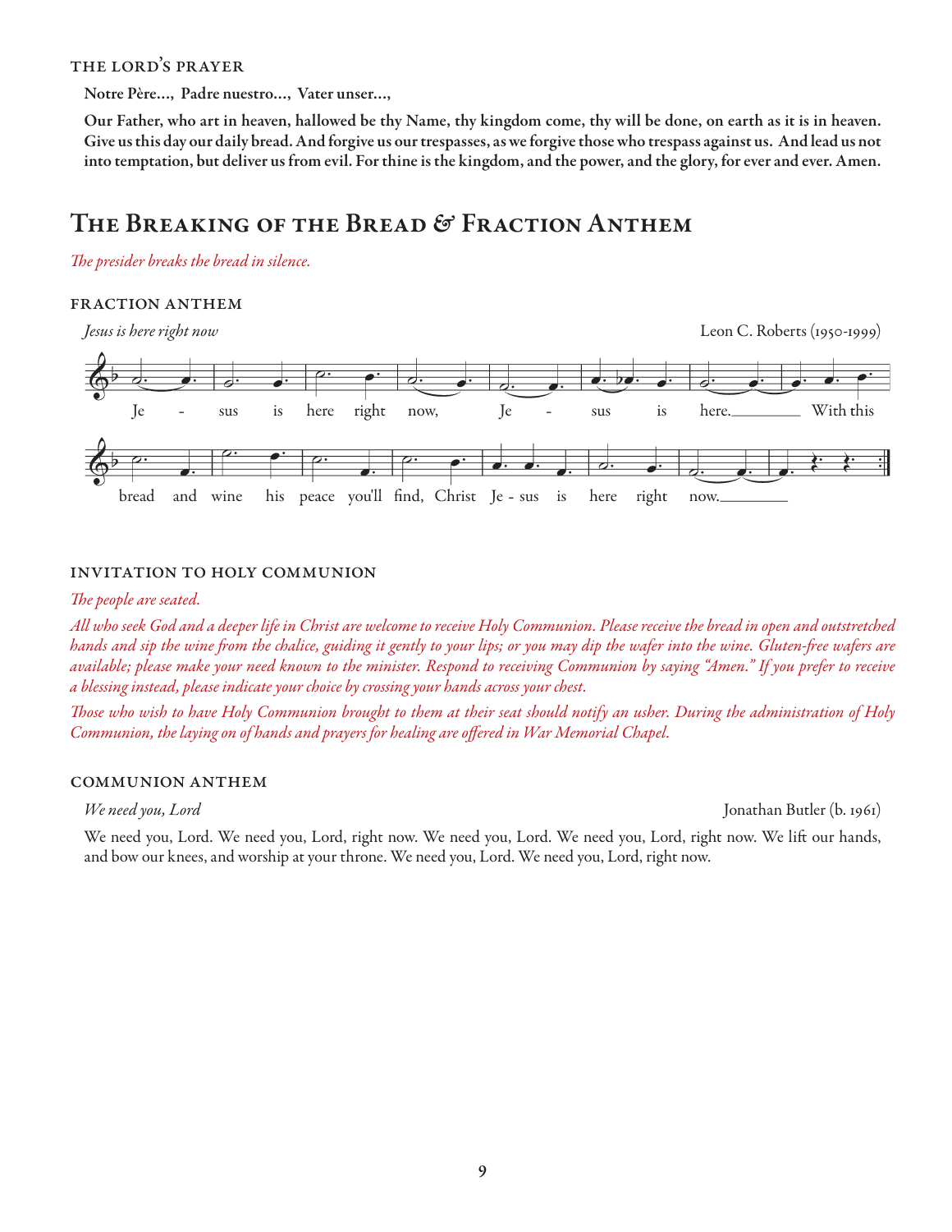### THE LORD'S PRAYER

**Notre Père..., Padre nuestro..., Vater unser...,**

**Our Father, who art in heaven, hallowed be thy Name, thy kingdom come, thy will be done, on earth as it is in heaven. Give us this day our daily bread. And forgive us our trespasses, as we forgive those who trespass against us. And lead us not into temptation, but deliver us from evil. For thine is the kingdom, and the power, and the glory, for ever and ever. Amen.**

## The Breaking of the Bread & Fraction Anthem

*The presider breaks the bread in silence.*

### FRACTION ANTHEM

*Jesus is here right now* — Leon C. Roberts (1950-1999)

Je - sus is here right now, Je - sus is here. With this bread and wine his peace you'll find, Christ Je - sus is here right now.

### INVITATION TO HOLY COMMUNION

*The people are seated.*

*All who seek God and a deeper life in Christ are welcome to receive Holy Communion. Please receive the bread in open and outstretched hands and sip the wine from the chalice, guiding it gently to your lips; or you may dip the wafer into the wine. Gluten-free wafers are available; please make your need known to the minister. Respond to receiving Communion by saying "Amen." If you prefer to receive a blessing instead, please indicate your choice by crossing your hands across your chest.*

*Those who wish to have Holy Communion brought to them at their seat should notify an usher. During the administration of Holy Communion, the laying on of hands and prayers for healing are offered in War Memorial Chapel.*

### COMMUNION ANTHEM

*We need you, Lord* — Jonathan Butler (b. 1961)

We need you, Lord. We need you, Lord, right now. We need you, Lord. We need you, Lord, right now. We lift our hands, and bow our knees, and worship at your throne. We need you, Lord. We need you, Lord, right now.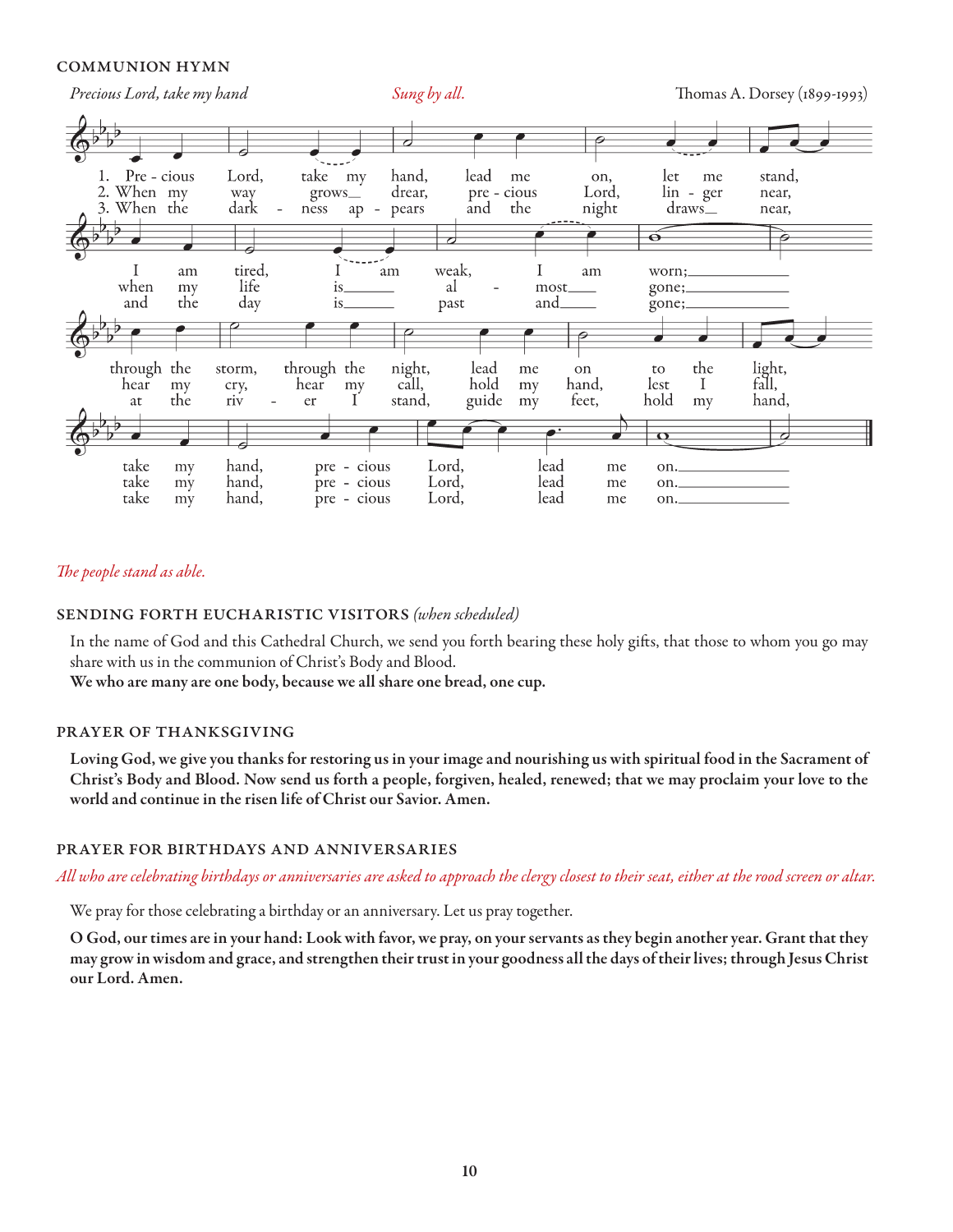### COMMUNION HYMN

*Precious Lord, take my hand* *Sung by all.* Thomas A. Dorsey (1899-1993)

1. Pre - cious Lord, take my hand, lead me on, let me stand, I am tired, I am weak, I am worn; through the storm, through the night, lead me on to the light, take my hand, pre - cious Lord, lead me on.
2. When my way grows drear, pre - cious Lord, lin - ger near, when my life is al - most gone; hear my cry, hear my call, hold my hand, lest I fall, take my hand, pre - cious Lord, lead me on.
3. When the dark - ness ap - pears and the night draws near, and the day is past and gone; at the riv - er I stand, guide my feet, hold my hand, take my hand, pre - cious Lord, lead me on.

*The people stand as able.*

### SENDING FORTH EUCHARISTIC VISITORS *(when scheduled)*

In the name of God and this Cathedral Church, we send you forth bearing these holy gifts, that those to whom you go may share with us in the communion of Christ's Body and Blood.

**We who are many are one body, because we all share one bread, one cup.**

### PRAYER OF THANKSGIVING

**Loving God, we give you thanks for restoring us in your image and nourishing us with spiritual food in the Sacrament of Christ's Body and Blood. Now send us forth a people, forgiven, healed, renewed; that we may proclaim your love to the world and continue in the risen life of Christ our Savior. Amen.**

### PRAYER FOR BIRTHDAYS AND ANNIVERSARIES

*All who are celebrating birthdays or anniversaries are asked to approach the clergy closest to their seat, either at the rood screen or altar.*

We pray for those celebrating a birthday or an anniversary. Let us pray together.

**O God, our times are in your hand: Look with favor, we pray, on your servants as they begin another year. Grant that they may grow in wisdom and grace, and strengthen their trust in your goodness all the days of their lives; through Jesus Christ our Lord. Amen.**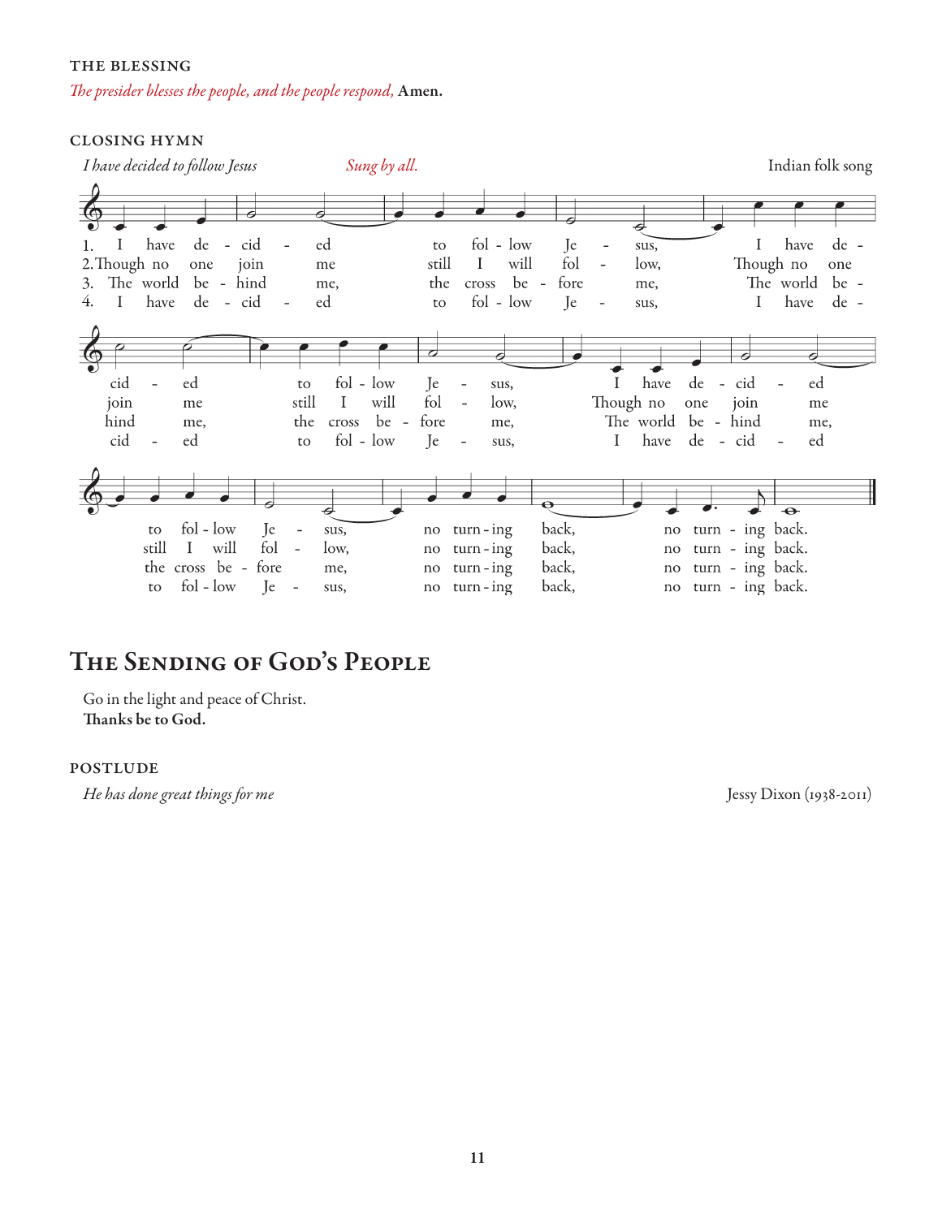### THE BLESSING

*The presider blesses the people, and the people respond,* **Amen.**

### CLOSING HYMN

*I have decided to follow Jesus* — *Sung by all.* — Indian folk song

1. I have decided to follow Jesus, I have decided to follow Jesus, I have decided to follow Jesus, no turning back, no turning back.
2. Though no one join me still I will follow, Though no one join me still I will follow, Though no one join me still I will follow, no turning back, no turning back.
3. The world behind me, the cross before me, The world behind me, the cross before me, The world behind me, the cross before me, no turning back, no turning back.
4. I have decided to follow Jesus, I have decided to follow Jesus, I have decided to follow Jesus, no turning back, no turning back.

## The Sending of God's People

Go in the light and peace of Christ.
**Thanks be to God.**

### POSTLUDE

*He has done great things for me* — Jessy Dixon (1938-2011)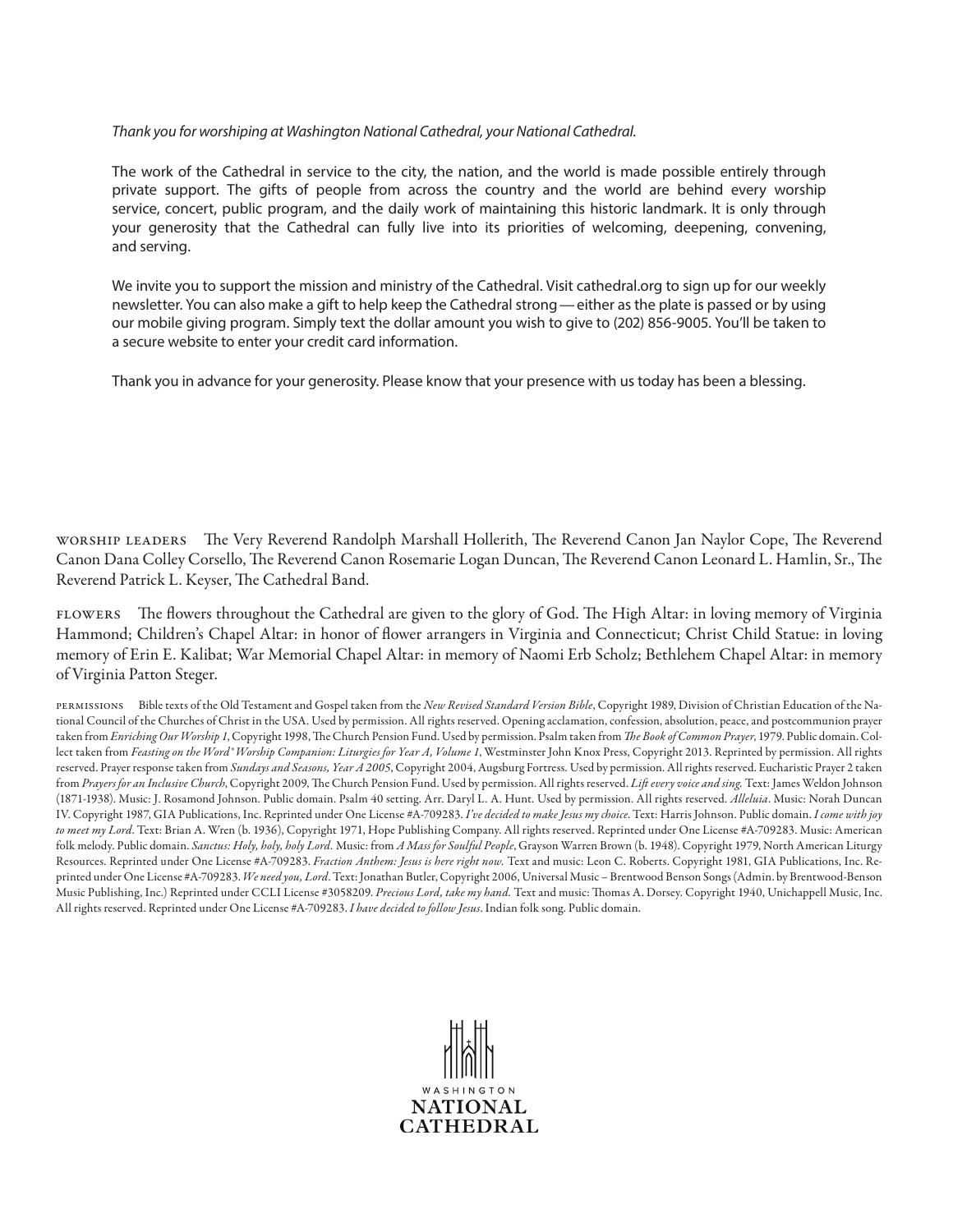*Thank you for worshiping at Washington National Cathedral, your National Cathedral.*

The work of the Cathedral in service to the city, the nation, and the world is made possible entirely through private support. The gifts of people from across the country and the world are behind every worship service, concert, public program, and the daily work of maintaining this historic landmark. It is only through your generosity that the Cathedral can fully live into its priorities of welcoming, deepening, convening, and serving.

We invite you to support the mission and ministry of the Cathedral. Visit cathedral.org to sign up for our weekly newsletter. You can also make a gift to help keep the Cathedral strong — either as the plate is passed or by using our mobile giving program. Simply text the dollar amount you wish to give to (202) 856-9005. You'll be taken to a secure website to enter your credit card information.

Thank you in advance for your generosity. Please know that your presence with us today has been a blessing.

WORSHIP LEADERS The Very Reverend Randolph Marshall Hollerith, The Reverend Canon Jan Naylor Cope, The Reverend Canon Dana Colley Corsello, The Reverend Canon Rosemarie Logan Duncan, The Reverend Canon Leonard L. Hamlin, Sr., The Reverend Patrick L. Keyser, The Cathedral Band.

FLOWERS The flowers throughout the Cathedral are given to the glory of God. The High Altar: in loving memory of Virginia Hammond; Children's Chapel Altar: in honor of flower arrangers in Virginia and Connecticut; Christ Child Statue: in loving memory of Erin E. Kalibat; War Memorial Chapel Altar: in memory of Naomi Erb Scholz; Bethlehem Chapel Altar: in memory of Virginia Patton Steger.

PERMISSIONS Bible texts of the Old Testament and Gospel taken from the *New Revised Standard Version Bible*, Copyright 1989, Division of Christian Education of the National Council of the Churches of Christ in the USA. Used by permission. All rights reserved. Opening acclamation, confession, absolution, peace, and postcommunion prayer taken from *Enriching Our Worship 1*, Copyright 1998, The Church Pension Fund. Used by permission. Psalm taken from *The Book of Common Prayer*, 1979. Public domain. Collect taken from *Feasting on the Word® Worship Companion: Liturgies for Year A, Volume 1*, Westminster John Knox Press, Copyright 2013. Reprinted by permission. All rights reserved. Prayer response taken from *Sundays and Seasons, Year A 2005*, Copyright 2004, Augsburg Fortress. Used by permission. All rights reserved. Eucharistic Prayer 2 taken from *Prayers for an Inclusive Church*, Copyright 2009, The Church Pension Fund. Used by permission. All rights reserved. *Lift every voice and sing.* Text: James Weldon Johnson (1871-1938). Music: J. Rosamond Johnson. Public domain. Psalm 40 setting. Arr. Daryl L. A. Hunt. Used by permission. All rights reserved. *Alleluia*. Music: Norah Duncan IV. Copyright 1987, GIA Publications, Inc. Reprinted under One License #A-709283. *I've decided to make Jesus my choice*. Text: Harris Johnson. Public domain. *I come with joy to meet my Lord*. Text: Brian A. Wren (b. 1936), Copyright 1971, Hope Publishing Company. All rights reserved. Reprinted under One License #A-709283. Music: American folk melody. Public domain. *Sanctus: Holy, holy, holy Lord.* Music: from *A Mass for Soulful People*, Grayson Warren Brown (b. 1948). Copyright 1979, North American Liturgy Resources. Reprinted under One License #A-709283. *Fraction Anthem: Jesus is here right now.* Text and music: Leon C. Roberts. Copyright 1981, GIA Publications, Inc. Reprinted under One License #A-709283. *We need you, Lord*. Text: Jonathan Butler, Copyright 2006, Universal Music – Brentwood Benson Songs (Admin. by Brentwood-Benson Music Publishing, Inc.) Reprinted under CCLI License #3058209. *Precious Lord, take my hand.* Text and music: Thomas A. Dorsey. Copyright 1940, Unichappell Music, Inc. All rights reserved. Reprinted under One License #A-709283. *I have decided to follow Jesus*. Indian folk song. Public domain.

WASHINGTON
NATIONAL
CATHEDRAL